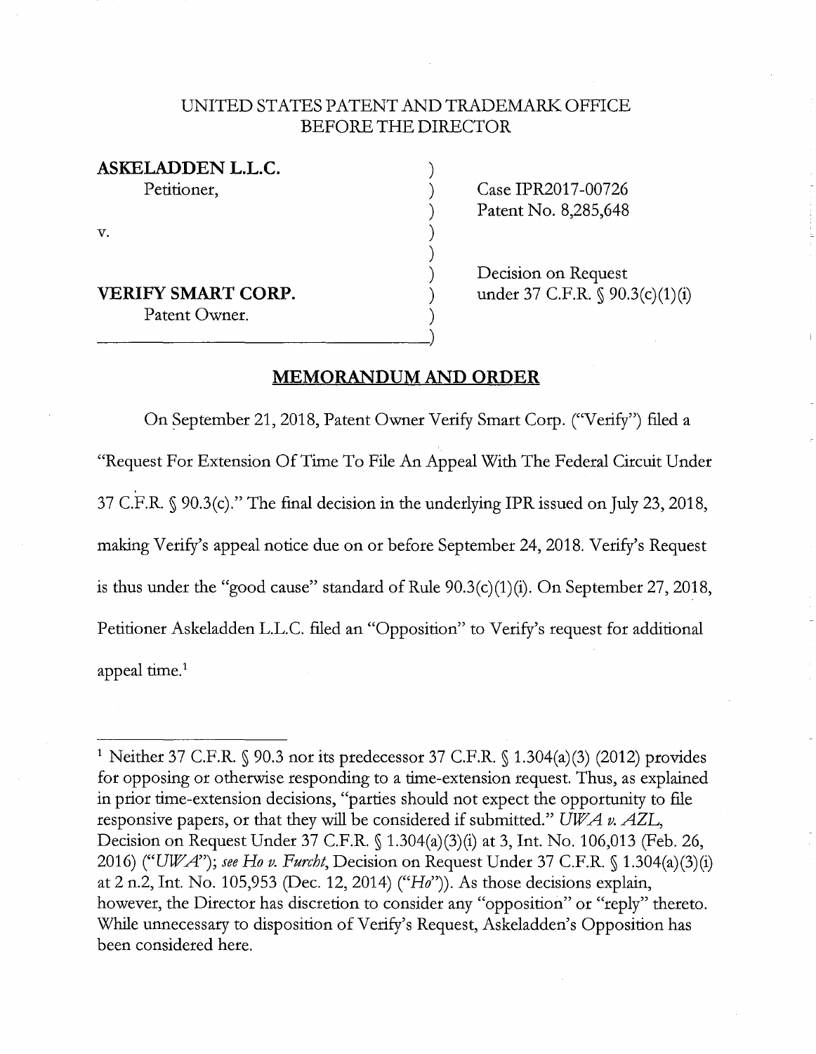UNITED STATES PATENT AND TRADEMARK OFFICE
BEFORE THE DIRECTOR

| | | |
|---|---|---|
| **ASKELADDEN L.L.C.** | ) | |
| Petitioner, | ) | Case IPR2017-00726 |
| | ) | Patent No. 8,285,648 |
| v. | ) | |
| | ) | |
| | ) | Decision on Request |
| **VERIFY SMART CORP.** | ) | under 37 C.F.R. § 90.3(c)(1)(i) |
| Patent Owner. | ) | |
| | ) | |

## MEMORANDUM AND ORDER

On September 21, 2018, Patent Owner Verify Smart Corp. ("Verify") filed a "Request For Extension Of Time To File An Appeal With The Federal Circuit Under 37 C.F.R. § 90.3(c)." The final decision in the underlying IPR issued on July 23, 2018, making Verify's appeal notice due on or before September 24, 2018. Verify's Request is thus under the "good cause" standard of Rule 90.3(c)(1)(i). On September 27, 2018, Petitioner Askeladden L.L.C. filed an "Opposition" to Verify's request for additional appeal time.[1]

---

[1] Neither 37 C.F.R. § 90.3 nor its predecessor 37 C.F.R. § 1.304(a)(3) (2012) provides for opposing or otherwise responding to a time-extension request. Thus, as explained in prior time-extension decisions, "parties should not expect the opportunity to file responsive papers, or that they will be considered if submitted." *UWA v. AZL*, Decision on Request Under 37 C.F.R. § 1.304(a)(3)(i) at 3, Int. No. 106,013 (Feb. 26, 2016) ("*UWA*"); *see Ho v. Furcht*, Decision on Request Under 37 C.F.R. § 1.304(a)(3)(i) at 2 n.2, Int. No. 105,953 (Dec. 12, 2014) ("*Ho*")). As those decisions explain, however, the Director has discretion to consider any "opposition" or "reply" thereto. While unnecessary to disposition of Verify's Request, Askeladden's Opposition has been considered here.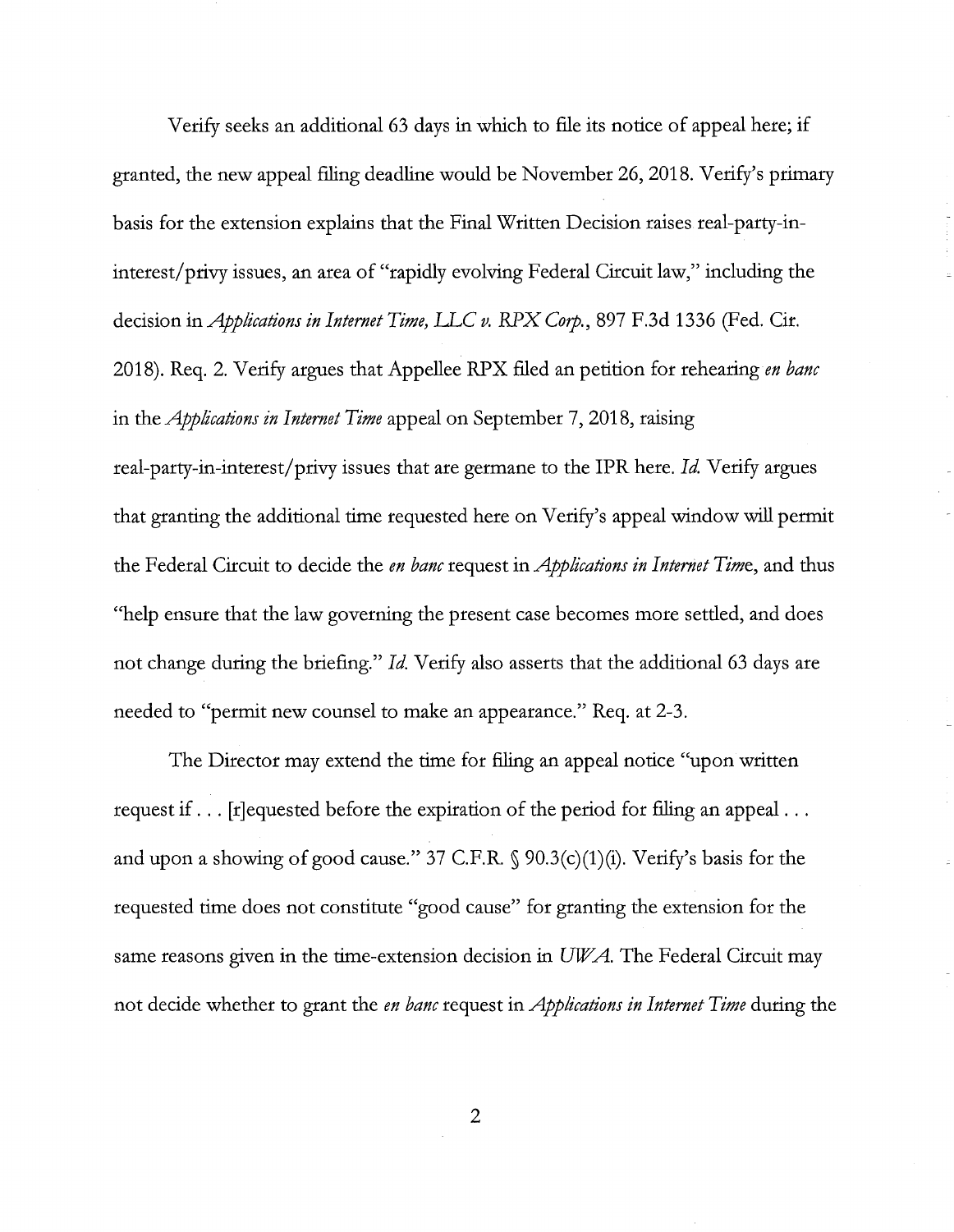Verify seeks an additional 63 days in which to file its notice of appeal here; if granted, the new appeal filing deadline would be November 26, 2018. Verify's primary basis for the extension explains that the Final Written Decision raises real-party-in-interest/privy issues, an area of "rapidly evolving Federal Circuit law," including the decision in *Applications in Internet Time, LLC v. RPX Corp.*, 897 F.3d 1336 (Fed. Cir. 2018). Req. 2. Verify argues that Appellee RPX filed an petition for rehearing *en banc* in the *Applications in Internet Time* appeal on September 7, 2018, raising real-party-in-interest/privy issues that are germane to the IPR here. *Id.* Verify argues that granting the additional time requested here on Verify's appeal window will permit the Federal Circuit to decide the *en banc* request in *Applications in Internet Time*, and thus "help ensure that the law governing the present case becomes more settled, and does not change during the briefing." *Id.* Verify also asserts that the additional 63 days are needed to "permit new counsel to make an appearance." Req. at 2-3.

The Director may extend the time for filing an appeal notice "upon written request if . . . [r]equested before the expiration of the period for filing an appeal . . . and upon a showing of good cause." 37 C.F.R. § 90.3(c)(1)(i). Verify's basis for the requested time does not constitute "good cause" for granting the extension for the same reasons given in the time-extension decision in *UWA*. The Federal Circuit may not decide whether to grant the *en banc* request in *Applications in Internet Time* during the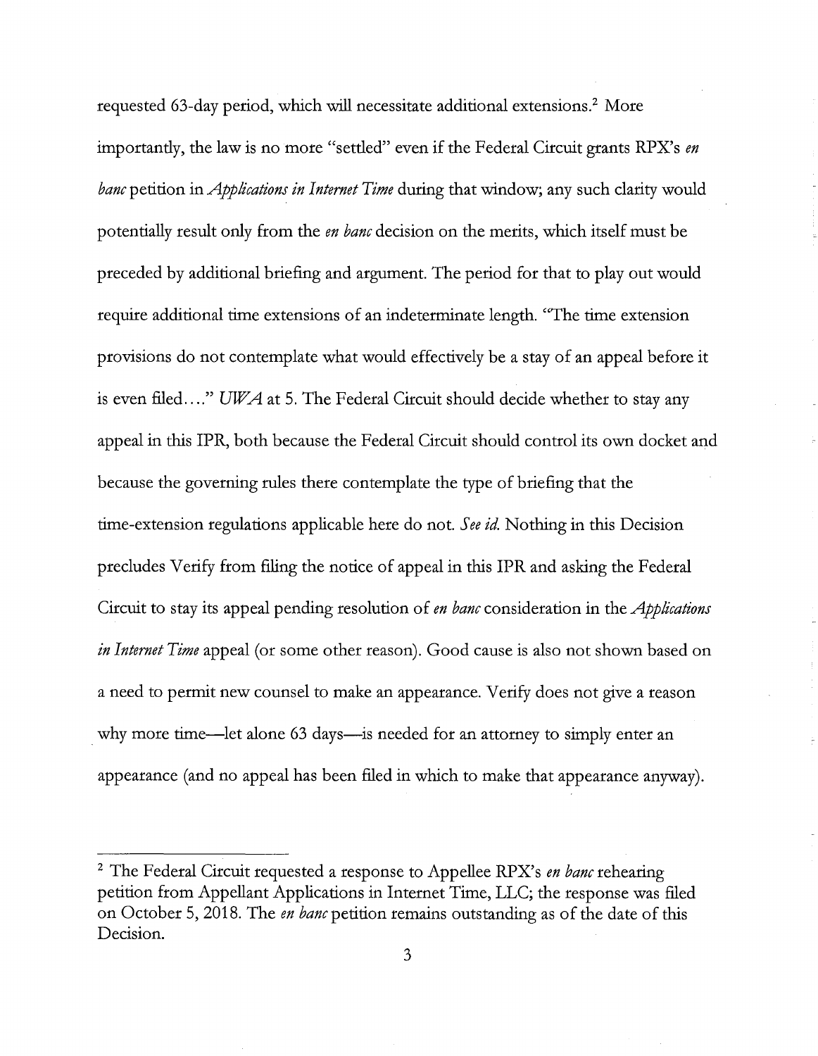requested 63-day period, which will necessitate additional extensions.[2] More importantly, the law is no more "settled" even if the Federal Circuit grants RPX's *en banc* petition in *Applications in Internet Time* during that window; any such clarity would potentially result only from the *en banc* decision on the merits, which itself must be preceded by additional briefing and argument. The period for that to play out would require additional time extensions of an indeterminate length. "The time extension provisions do not contemplate what would effectively be a stay of an appeal before it is even filed. . . ." *UWA* at 5. The Federal Circuit should decide whether to stay any appeal in this IPR, both because the Federal Circuit should control its own docket and because the governing rules there contemplate the type of briefing that the time-extension regulations applicable here do not. *See id.* Nothing in this Decision precludes Verify from filing the notice of appeal in this IPR and asking the Federal Circuit to stay its appeal pending resolution of *en banc* consideration in the *Applications in Internet Time* appeal (or some other reason). Good cause is also not shown based on a need to permit new counsel to make an appearance. Verify does not give a reason why more time—let alone 63 days—is needed for an attorney to simply enter an appearance (and no appeal has been filed in which to make that appearance anyway).

---

[2] The Federal Circuit requested a response to Appellee RPX's *en banc* rehearing petition from Appellant Applications in Internet Time, LLC; the response was filed on October 5, 2018. The *en banc* petition remains outstanding as of the date of this Decision.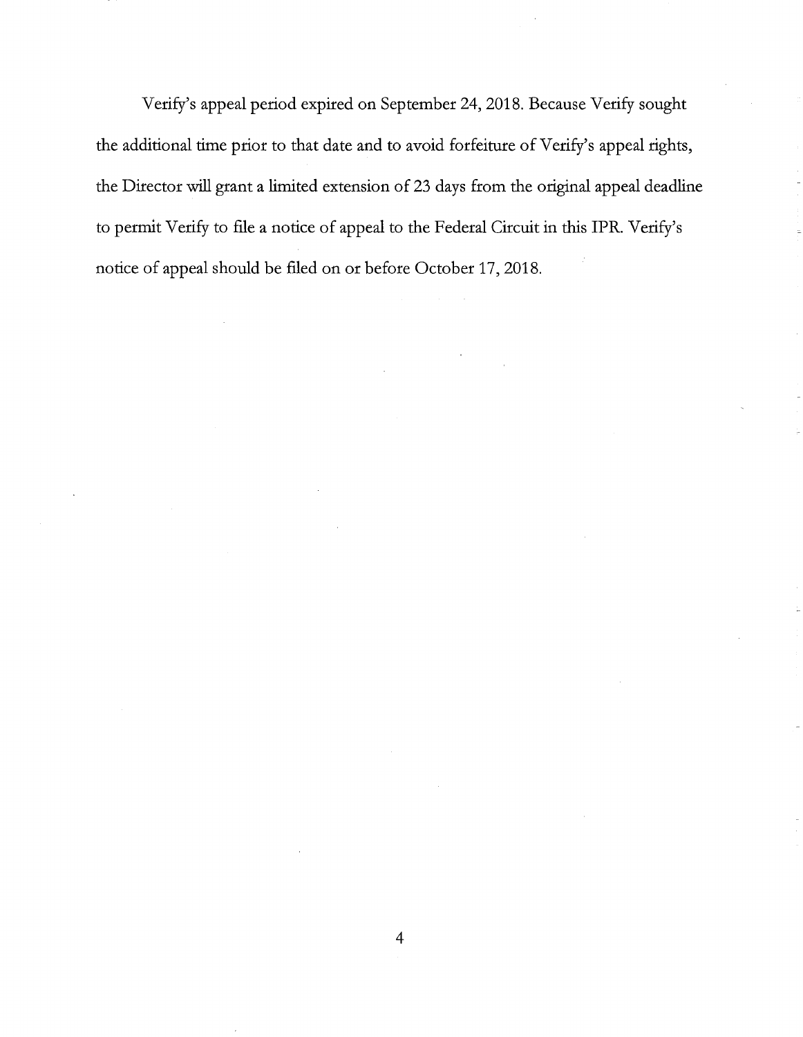Verify's appeal period expired on September 24, 2018. Because Verify sought the additional time prior to that date and to avoid forfeiture of Verify's appeal rights, the Director will grant a limited extension of 23 days from the original appeal deadline to permit Verify to file a notice of appeal to the Federal Circuit in this IPR. Verify's notice of appeal should be filed on or before October 17, 2018.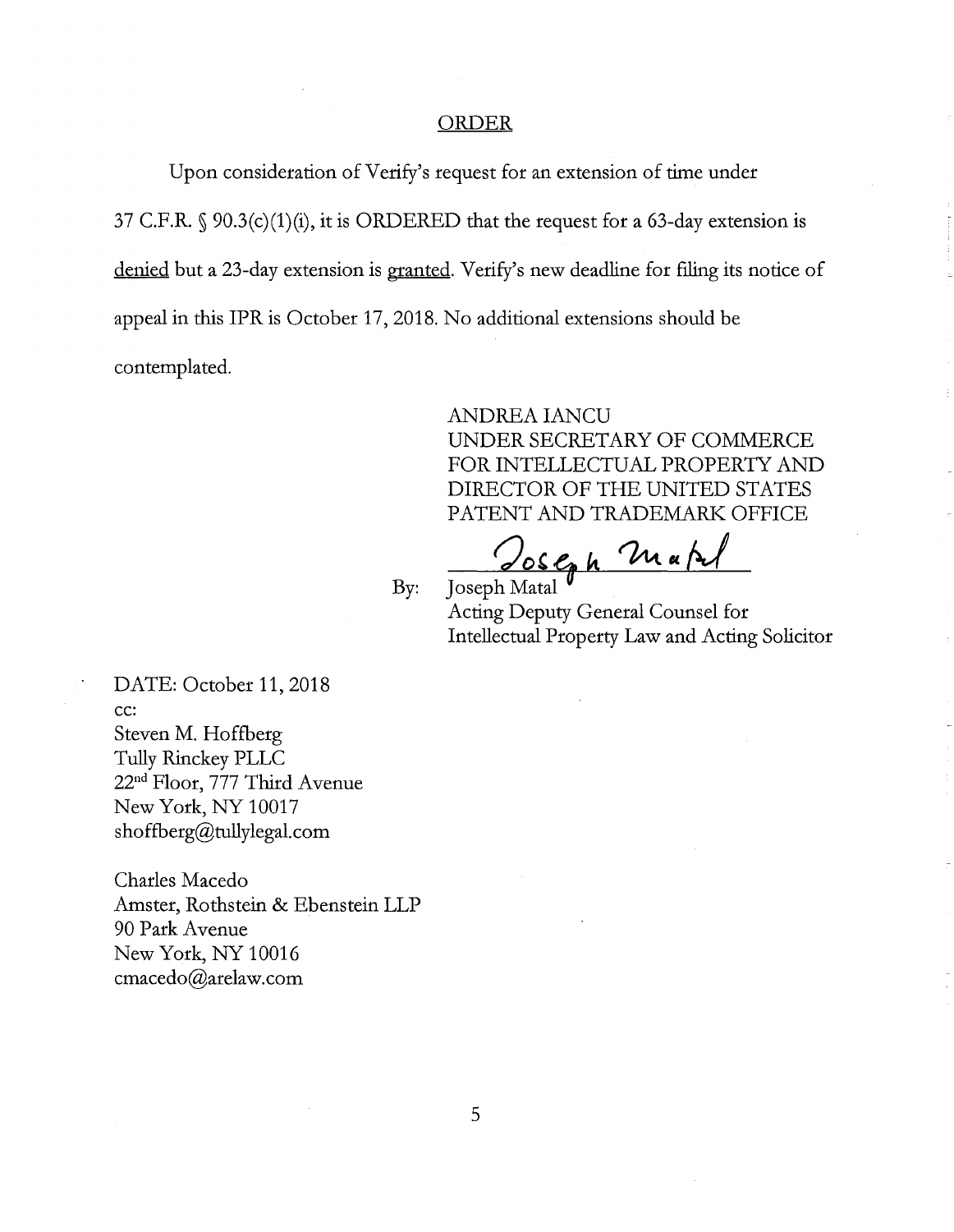## ORDER

Upon consideration of Verify's request for an extension of time under 37 C.F.R. § 90.3(c)(1)(i), it is ORDERED that the request for a 63-day extension is denied but a 23-day extension is granted. Verify's new deadline for filing its notice of appeal in this IPR is October 17, 2018. No additional extensions should be contemplated.

ANDREA IANCU
UNDER SECRETARY OF COMMERCE
FOR INTELLECTUAL PROPERTY AND
DIRECTOR OF THE UNITED STATES
PATENT AND TRADEMARK OFFICE

By: Joseph Matal
Acting Deputy General Counsel for
Intellectual Property Law and Acting Solicitor

DATE: October 11, 2018

cc:

Steven M. Hoffberg
Tully Rinckey PLLC
22nd Floor, 777 Third Avenue
New York, NY 10017
shoffberg@tullylegal.com

Charles Macedo
Amster, Rothstein & Ebenstein LLP
90 Park Avenue
New York, NY 10016
cmacedo@arelaw.com